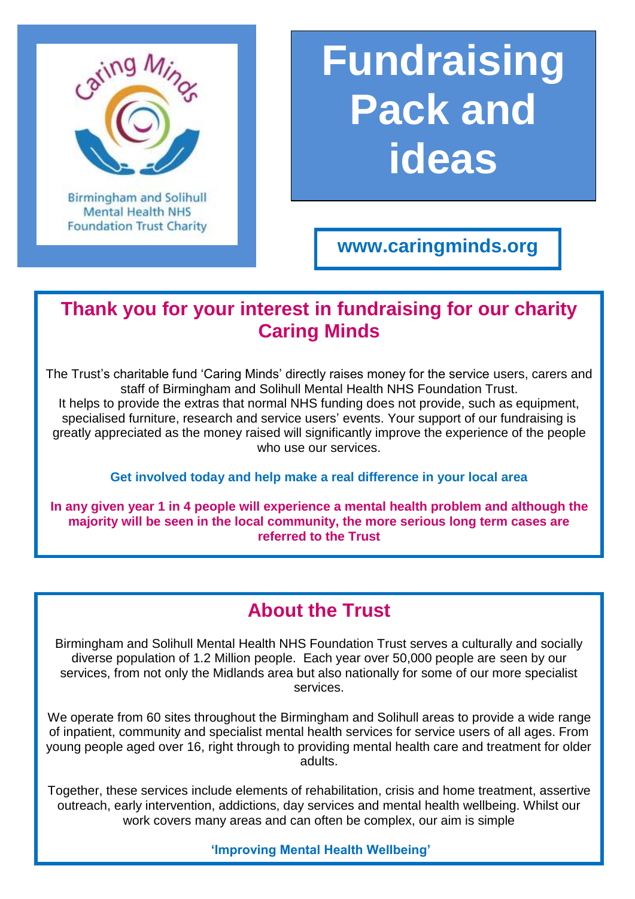Caring Minds

Birmingham and Solihull Mental Health NHS Foundation Trust Charity

# Fundraising Pack and ideas

**www.caringminds.org**

## Thank you for your interest in fundraising for our charity Caring Minds

The Trust's charitable fund 'Caring Minds' directly raises money for the service users, carers and staff of Birmingham and Solihull Mental Health NHS Foundation Trust.
It helps to provide the extras that normal NHS funding does not provide, such as equipment, specialised furniture, research and service users' events. Your support of our fundraising is greatly appreciated as the money raised will significantly improve the experience of the people who use our services.

**Get involved today and help make a real difference in your local area**

**In any given year 1 in 4 people will experience a mental health problem and although the majority will be seen in the local community, the more serious long term cases are referred to the Trust**

## About the Trust

Birmingham and Solihull Mental Health NHS Foundation Trust serves a culturally and socially diverse population of 1.2 Million people. Each year over 50,000 people are seen by our services, from not only the Midlands area but also nationally for some of our more specialist services.

We operate from 60 sites throughout the Birmingham and Solihull areas to provide a wide range of inpatient, community and specialist mental health services for service users of all ages. From young people aged over 16, right through to providing mental health care and treatment for older adults.

Together, these services include elements of rehabilitation, crisis and home treatment, assertive outreach, early intervention, addictions, day services and mental health wellbeing. Whilst our work covers many areas and can often be complex, our aim is simple

**'Improving Mental Health Wellbeing'**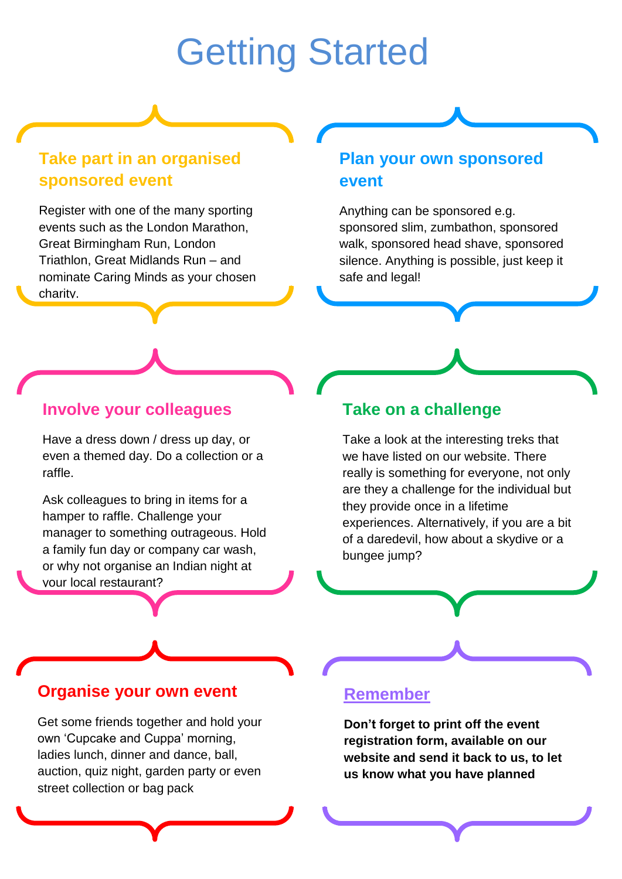# Getting Started

## Take part in an organised sponsored event

Register with one of the many sporting events such as the London Marathon, Great Birmingham Run, London Triathlon, Great Midlands Run – and nominate Caring Minds as your chosen charity.

## Plan your own sponsored event

Anything can be sponsored e.g. sponsored slim, zumbathon, sponsored walk, sponsored head shave, sponsored silence. Anything is possible, just keep it safe and legal!

## Involve your colleagues

Have a dress down / dress up day, or even a themed day. Do a collection or a raffle.

Ask colleagues to bring in items for a hamper to raffle. Challenge your manager to something outrageous. Hold a family fun day or company car wash, or why not organise an Indian night at your local restaurant?

## Take on a challenge

Take a look at the interesting treks that we have listed on our website. There really is something for everyone, not only are they a challenge for the individual but they provide once in a lifetime experiences. Alternatively, if you are a bit of a daredevil, how about a skydive or a bungee jump?

## Organise your own event

Get some friends together and hold your own ‘Cupcake and Cuppa’ morning, ladies lunch, dinner and dance, ball, auction, quiz night, garden party or even street collection or bag pack

## Remember

**Don’t forget to print off the event registration form, available on our website and send it back to us, to let us know what you have planned**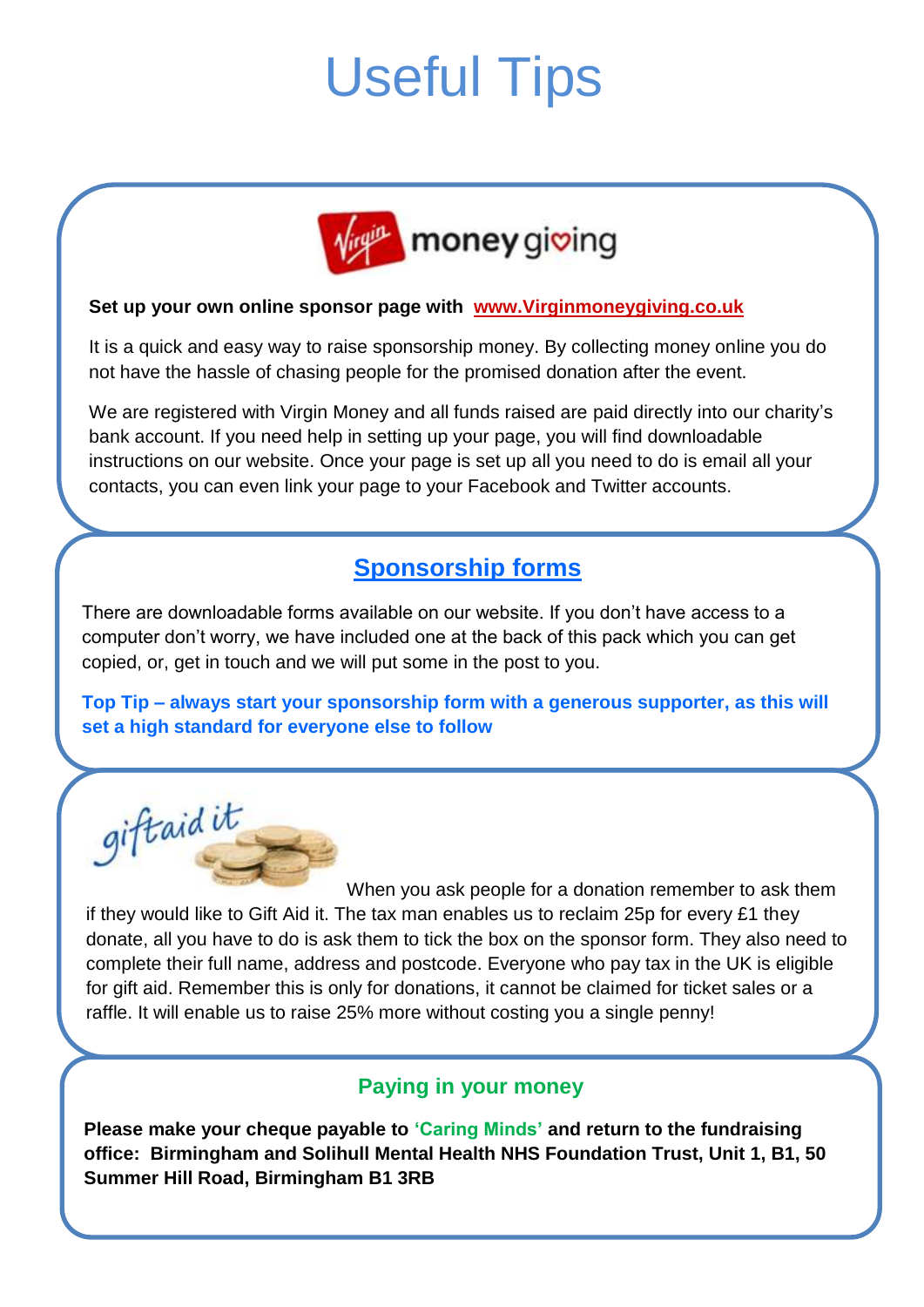# Useful Tips

**Set up your own online sponsor page with [www.Virginmoneygiving.co.uk](http://www.Virginmoneygiving.co.uk)**

It is a quick and easy way to raise sponsorship money. By collecting money online you do not have the hassle of chasing people for the promised donation after the event.

We are registered with Virgin Money and all funds raised are paid directly into our charity's bank account. If you need help in setting up your page, you will find downloadable instructions on our website. Once your page is set up all you need to do is email all your contacts, you can even link your page to your Facebook and Twitter accounts.

## Sponsorship forms

There are downloadable forms available on our website. If you don't have access to a computer don't worry, we have included one at the back of this pack which you can get copied, or, get in touch and we will put some in the post to you.

**Top Tip – always start your sponsorship form with a generous supporter, as this will set a high standard for everyone else to follow**

When you ask people for a donation remember to ask them if they would like to Gift Aid it. The tax man enables us to reclaim 25p for every £1 they donate, all you have to do is ask them to tick the box on the sponsor form. They also need to complete their full name, address and postcode. Everyone who pay tax in the UK is eligible for gift aid. Remember this is only for donations, it cannot be claimed for ticket sales or a raffle. It will enable us to raise 25% more without costing you a single penny!

## Paying in your money

**Please make your cheque payable to 'Caring Minds' and return to the fundraising office: Birmingham and Solihull Mental Health NHS Foundation Trust, Unit 1, B1, 50 Summer Hill Road, Birmingham B1 3RB**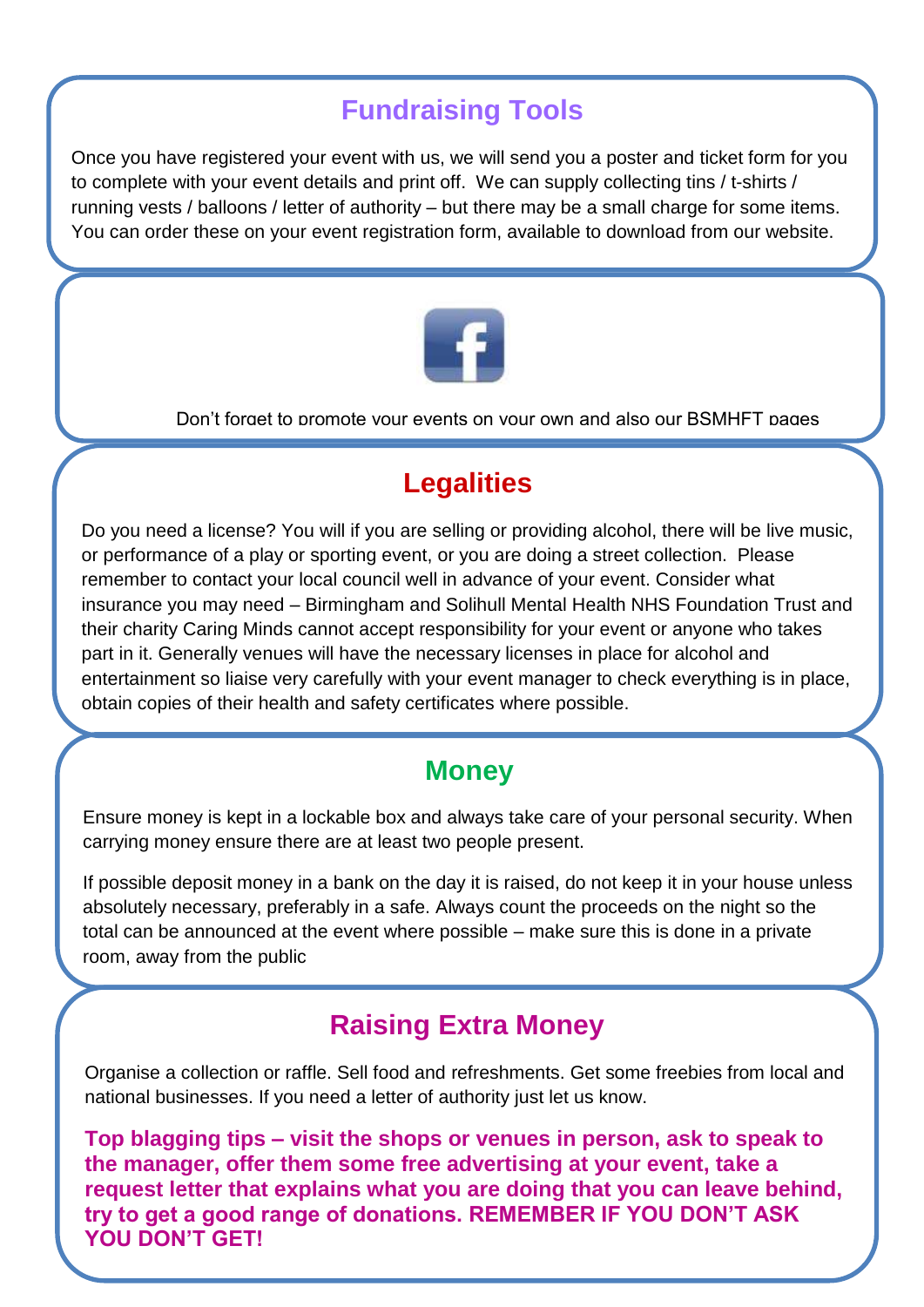## Fundraising Tools

Once you have registered your event with us, we will send you a poster and ticket form for you to complete with your event details and print off. We can supply collecting tins / t-shirts / running vests / balloons / letter of authority – but there may be a small charge for some items. You can order these on your event registration form, available to download from our website.

Don't forget to promote your events on your own and also our BSMHFT pages

## Legalities

Do you need a license? You will if you are selling or providing alcohol, there will be live music, or performance of a play or sporting event, or you are doing a street collection. Please remember to contact your local council well in advance of your event. Consider what insurance you may need – Birmingham and Solihull Mental Health NHS Foundation Trust and their charity Caring Minds cannot accept responsibility for your event or anyone who takes part in it. Generally venues will have the necessary licenses in place for alcohol and entertainment so liaise very carefully with your event manager to check everything is in place, obtain copies of their health and safety certificates where possible.

## Money

Ensure money is kept in a lockable box and always take care of your personal security. When carrying money ensure there are at least two people present.

If possible deposit money in a bank on the day it is raised, do not keep it in your house unless absolutely necessary, preferably in a safe. Always count the proceeds on the night so the total can be announced at the event where possible – make sure this is done in a private room, away from the public

## Raising Extra Money

Organise a collection or raffle. Sell food and refreshments. Get some freebies from local and national businesses. If you need a letter of authority just let us know.

**Top blagging tips – visit the shops or venues in person, ask to speak to the manager, offer them some free advertising at your event, take a request letter that explains what you are doing that you can leave behind, try to get a good range of donations. REMEMBER IF YOU DON'T ASK YOU DON'T GET!**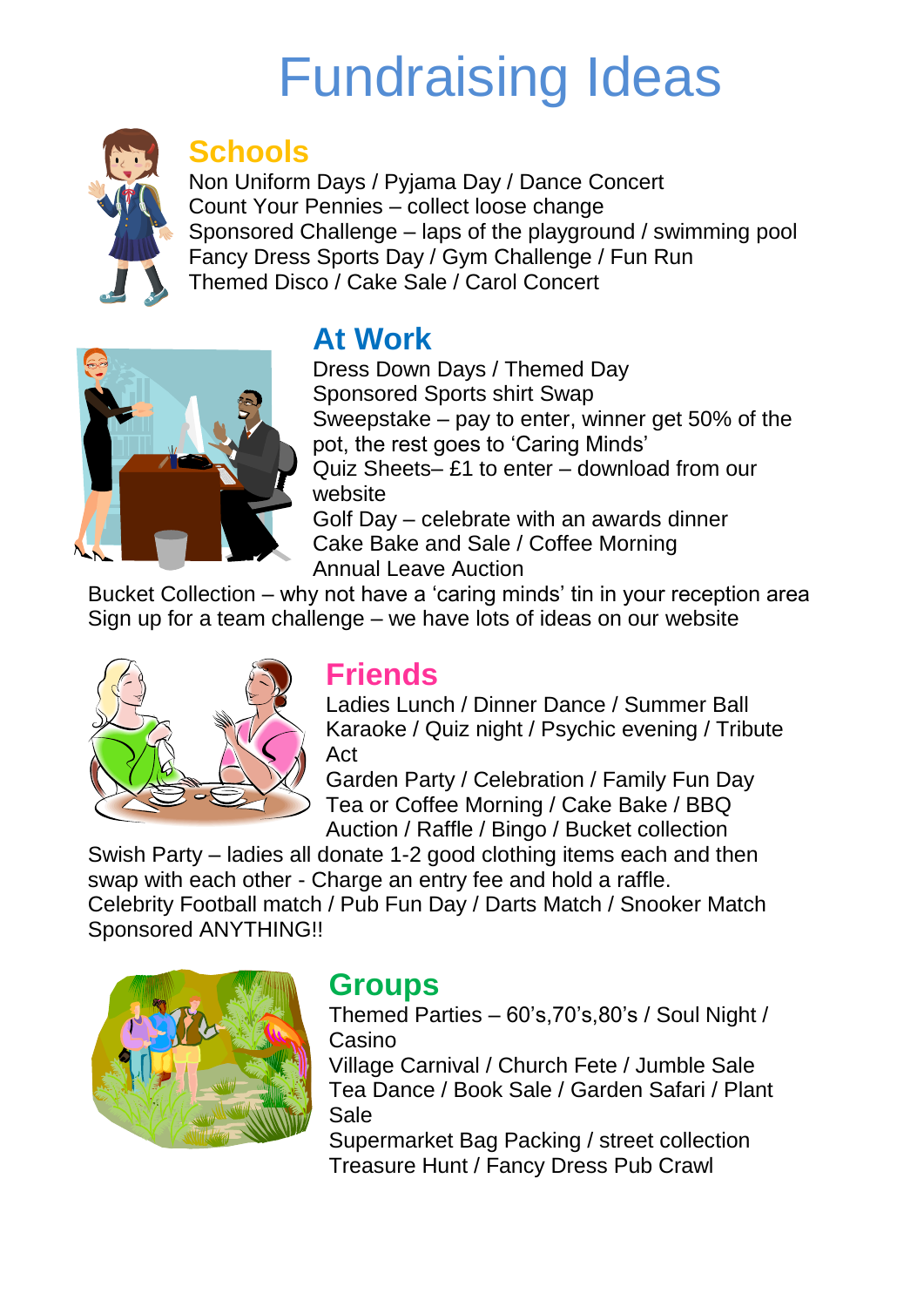# Fundraising Ideas

## Schools

Non Uniform Days / Pyjama Day / Dance Concert
Count Your Pennies – collect loose change
Sponsored Challenge – laps of the playground / swimming pool
Fancy Dress Sports Day / Gym Challenge / Fun Run
Themed Disco / Cake Sale / Carol Concert

## At Work

Dress Down Days / Themed Day
Sponsored Sports shirt Swap
Sweepstake – pay to enter, winner get 50% of the pot, the rest goes to 'Caring Minds'
Quiz Sheets– £1 to enter – download from our website
Golf Day – celebrate with an awards dinner
Cake Bake and Sale / Coffee Morning
Annual Leave Auction
Bucket Collection – why not have a 'caring minds' tin in your reception area
Sign up for a team challenge – we have lots of ideas on our website

## Friends

Ladies Lunch / Dinner Dance / Summer Ball
Karaoke / Quiz night / Psychic evening / Tribute Act
Garden Party / Celebration / Family Fun Day
Tea or Coffee Morning / Cake Bake / BBQ
Auction / Raffle / Bingo / Bucket collection
Swish Party – ladies all donate 1-2 good clothing items each and then swap with each other - Charge an entry fee and hold a raffle.
Celebrity Football match / Pub Fun Day / Darts Match / Snooker Match
Sponsored ANYTHING!!

## Groups

Themed Parties – 60's,70's,80's / Soul Night / Casino
Village Carnival / Church Fete / Jumble Sale
Tea Dance / Book Sale / Garden Safari / Plant Sale
Supermarket Bag Packing / street collection
Treasure Hunt / Fancy Dress Pub Crawl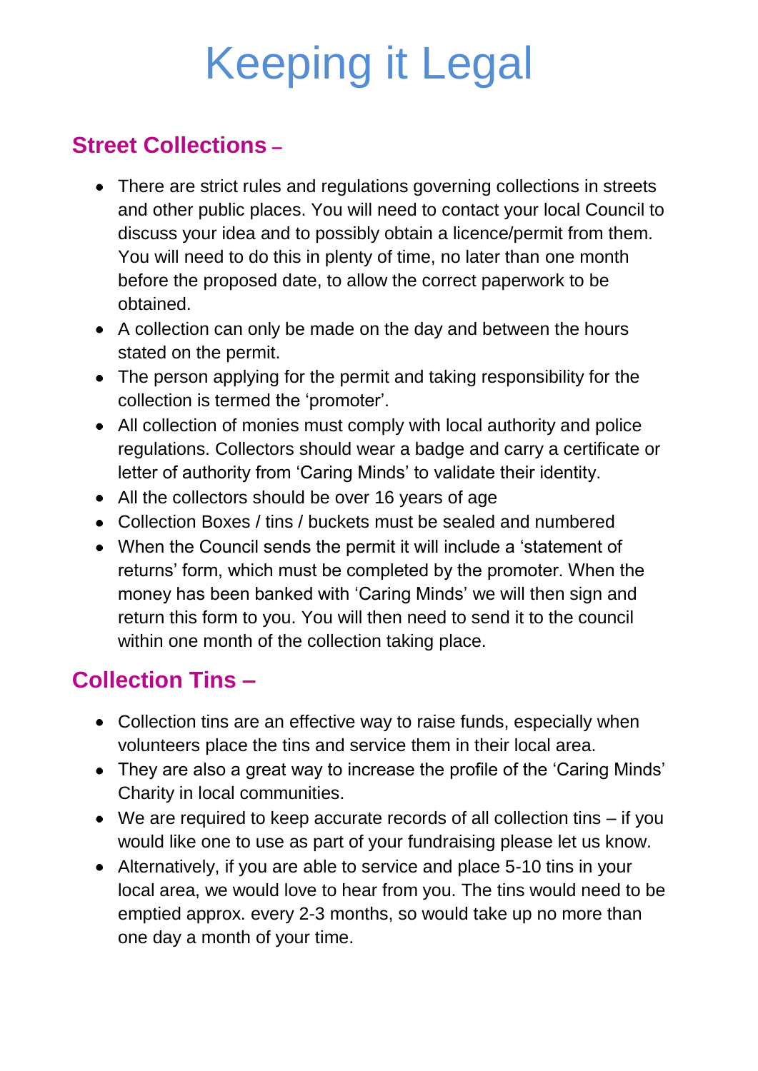# Keeping it Legal

## Street Collections –

- There are strict rules and regulations governing collections in streets and other public places. You will need to contact your local Council to discuss your idea and to possibly obtain a licence/permit from them. You will need to do this in plenty of time, no later than one month before the proposed date, to allow the correct paperwork to be obtained.
- A collection can only be made on the day and between the hours stated on the permit.
- The person applying for the permit and taking responsibility for the collection is termed the 'promoter'.
- All collection of monies must comply with local authority and police regulations. Collectors should wear a badge and carry a certificate or letter of authority from 'Caring Minds' to validate their identity.
- All the collectors should be over 16 years of age
- Collection Boxes / tins / buckets must be sealed and numbered
- When the Council sends the permit it will include a 'statement of returns' form, which must be completed by the promoter. When the money has been banked with 'Caring Minds' we will then sign and return this form to you. You will then need to send it to the council within one month of the collection taking place.

## Collection Tins –

- Collection tins are an effective way to raise funds, especially when volunteers place the tins and service them in their local area.
- They are also a great way to increase the profile of the 'Caring Minds' Charity in local communities.
- We are required to keep accurate records of all collection tins – if you would like one to use as part of your fundraising please let us know.
- Alternatively, if you are able to service and place 5-10 tins in your local area, we would love to hear from you. The tins would need to be emptied approx. every 2-3 months, so would take up no more than one day a month of your time.